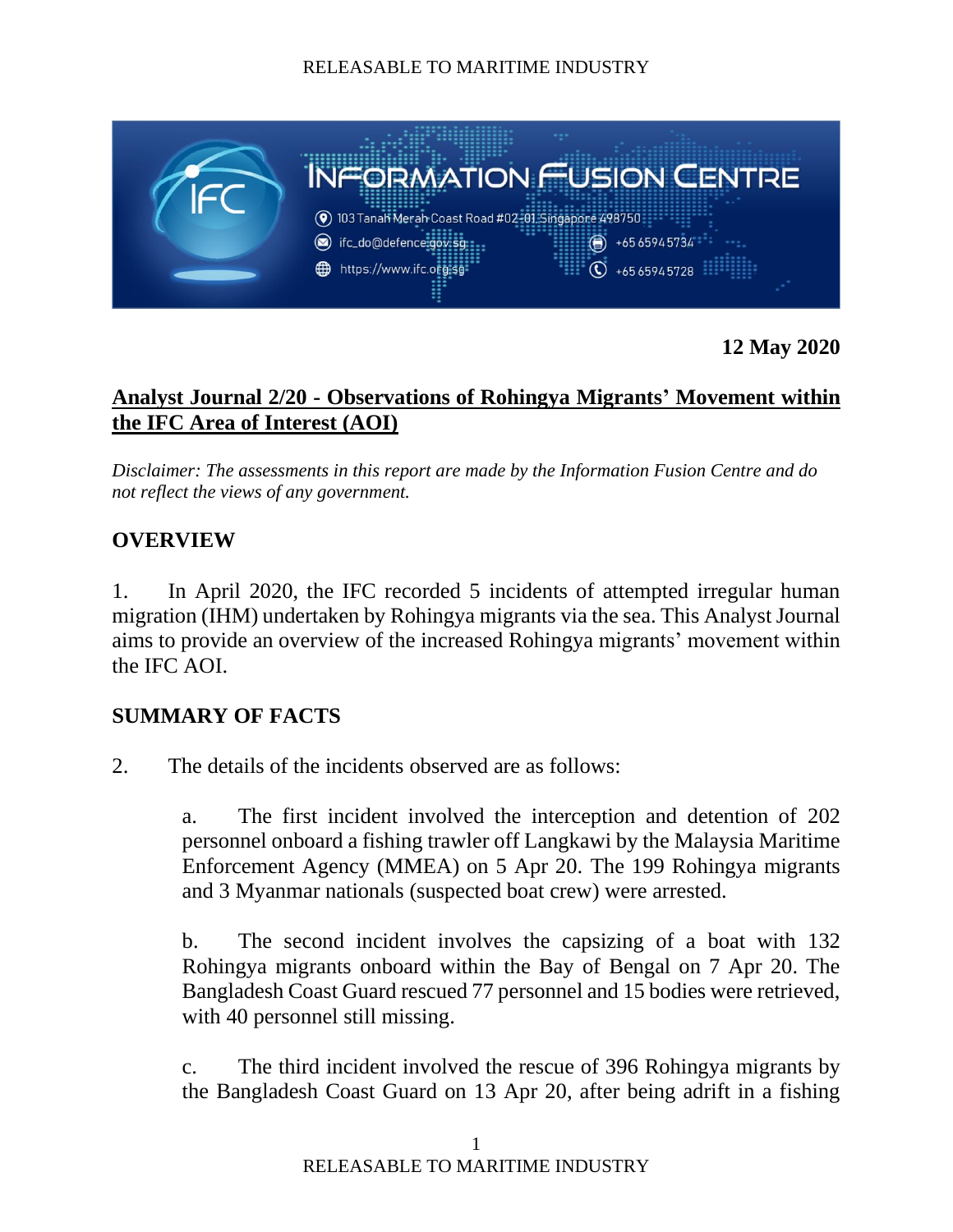INFORMATION FUSION CENTRE

103 Tanah Merah Coast Road #02-01 Singapore 498750

ifc_do@defence.gov.sg

https://www.ifc.org.sg

+65 6594 5734

+65 6594 5728

**12 May 2020**

## Analyst Journal 2/20 - Observations of Rohingya Migrants' Movement within the IFC Area of Interest (AOI)

*Disclaimer: The assessments in this report are made by the Information Fusion Centre and do not reflect the views of any government.*

## OVERVIEW

1. In April 2020, the IFC recorded 5 incidents of attempted irregular human migration (IHM) undertaken by Rohingya migrants via the sea. This Analyst Journal aims to provide an overview of the increased Rohingya migrants' movement within the IFC AOI.

## SUMMARY OF FACTS

2. The details of the incidents observed are as follows:

   a. The first incident involved the interception and detention of 202 personnel onboard a fishing trawler off Langkawi by the Malaysia Maritime Enforcement Agency (MMEA) on 5 Apr 20. The 199 Rohingya migrants and 3 Myanmar nationals (suspected boat crew) were arrested.

   b. The second incident involves the capsizing of a boat with 132 Rohingya migrants onboard within the Bay of Bengal on 7 Apr 20. The Bangladesh Coast Guard rescued 77 personnel and 15 bodies were retrieved, with 40 personnel still missing.

   c. The third incident involved the rescue of 396 Rohingya migrants by the Bangladesh Coast Guard on 13 Apr 20, after being adrift in a fishing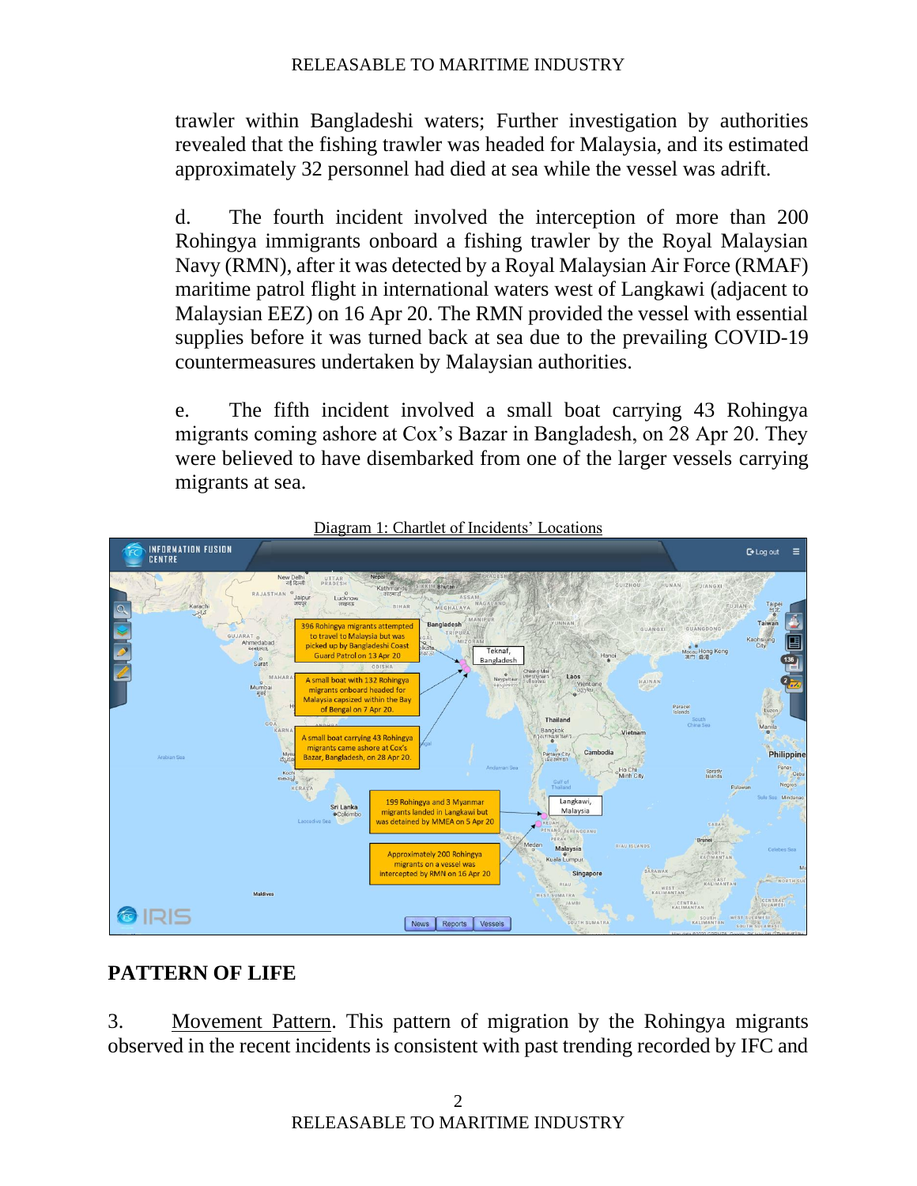trawler within Bangladeshi waters; Further investigation by authorities revealed that the fishing trawler was headed for Malaysia, and its estimated approximately 32 personnel had died at sea while the vessel was adrift.

d. The fourth incident involved the interception of more than 200 Rohingya immigrants onboard a fishing trawler by the Royal Malaysian Navy (RMN), after it was detected by a Royal Malaysian Air Force (RMAF) maritime patrol flight in international waters west of Langkawi (adjacent to Malaysian EEZ) on 16 Apr 20. The RMN provided the vessel with essential supplies before it was turned back at sea due to the prevailing COVID-19 countermeasures undertaken by Malaysian authorities.

e. The fifth incident involved a small boat carrying 43 Rohingya migrants coming ashore at Cox's Bazar in Bangladesh, on 28 Apr 20. They were believed to have disembarked from one of the larger vessels carrying migrants at sea.

Diagram 1: Chartlet of Incidents' Locations

## PATTERN OF LIFE

3. Movement Pattern. This pattern of migration by the Rohingya migrants observed in the recent incidents is consistent with past trending recorded by IFC and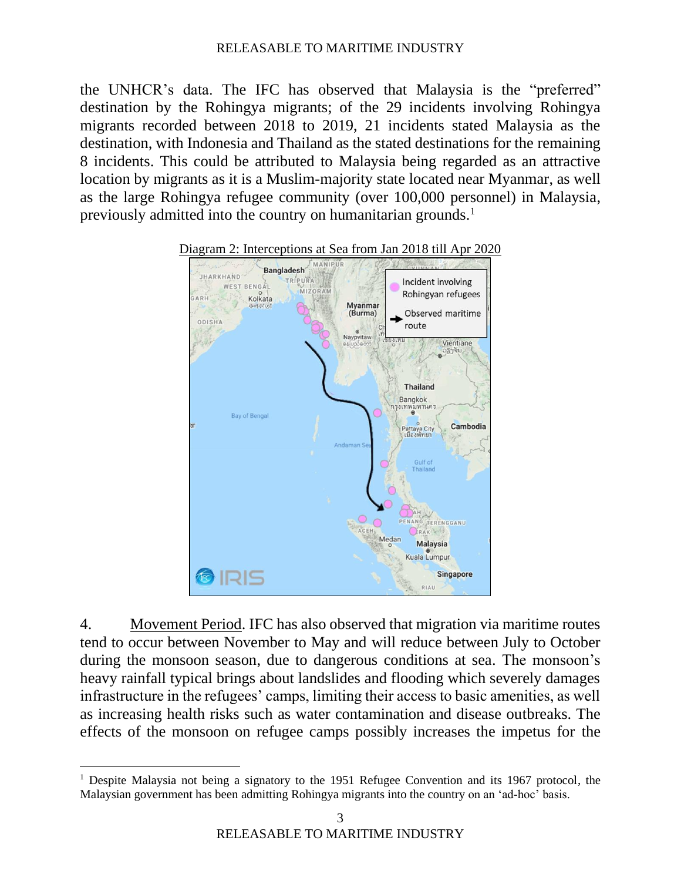the UNHCR's data. The IFC has observed that Malaysia is the "preferred" destination by the Rohingya migrants; of the 29 incidents involving Rohingya migrants recorded between 2018 to 2019, 21 incidents stated Malaysia as the destination, with Indonesia and Thailand as the stated destinations for the remaining 8 incidents. This could be attributed to Malaysia being regarded as an attractive location by migrants as it is a Muslim-majority state located near Myanmar, as well as the large Rohingya refugee community (over 100,000 personnel) in Malaysia, previously admitted into the country on humanitarian grounds.[1]

Diagram 2: Interceptions at Sea from Jan 2018 till Apr 2020

4. Movement Period. IFC has also observed that migration via maritime routes tend to occur between November to May and will reduce between July to October during the monsoon season, due to dangerous conditions at sea. The monsoon's heavy rainfall typical brings about landslides and flooding which severely damages infrastructure in the refugees' camps, limiting their access to basic amenities, as well as increasing health risks such as water contamination and disease outbreaks. The effects of the monsoon on refugee camps possibly increases the impetus for the

[1] Despite Malaysia not being a signatory to the 1951 Refugee Convention and its 1967 protocol, the Malaysian government has been admitting Rohingya migrants into the country on an 'ad-hoc' basis.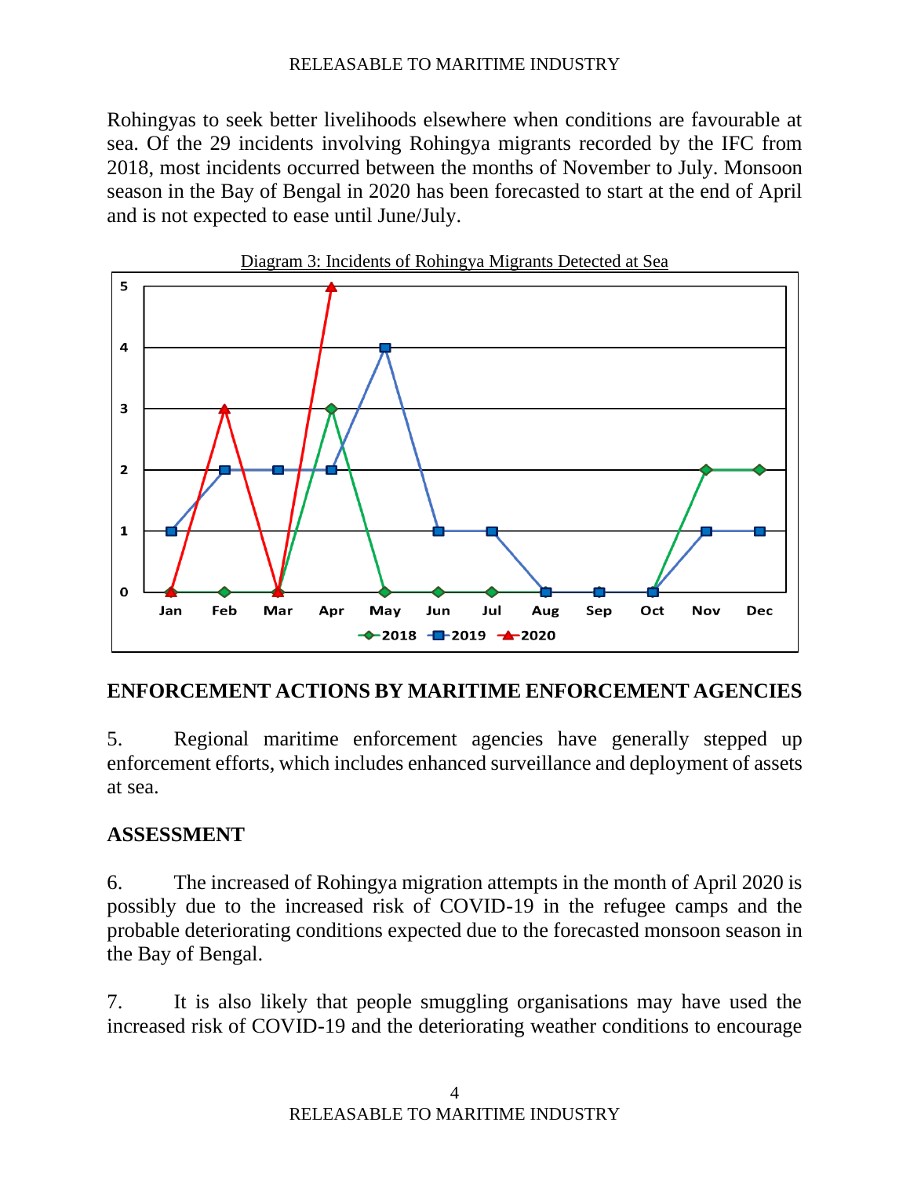Rohingyas to seek better livelihoods elsewhere when conditions are favourable at sea. Of the 29 incidents involving Rohingya migrants recorded by the IFC from 2018, most incidents occurred between the months of November to July. Monsoon season in the Bay of Bengal in 2020 has been forecasted to start at the end of April and is not expected to ease until June/July.

Diagram 3: Incidents of Rohingya Migrants Detected at Sea

## ENFORCEMENT ACTIONS BY MARITIME ENFORCEMENT AGENCIES

5. Regional maritime enforcement agencies have generally stepped up enforcement efforts, which includes enhanced surveillance and deployment of assets at sea.

## ASSESSMENT

6. The increased of Rohingya migration attempts in the month of April 2020 is possibly due to the increased risk of COVID-19 in the refugee camps and the probable deteriorating conditions expected due to the forecasted monsoon season in the Bay of Bengal.

7. It is also likely that people smuggling organisations may have used the increased risk of COVID-19 and the deteriorating weather conditions to encourage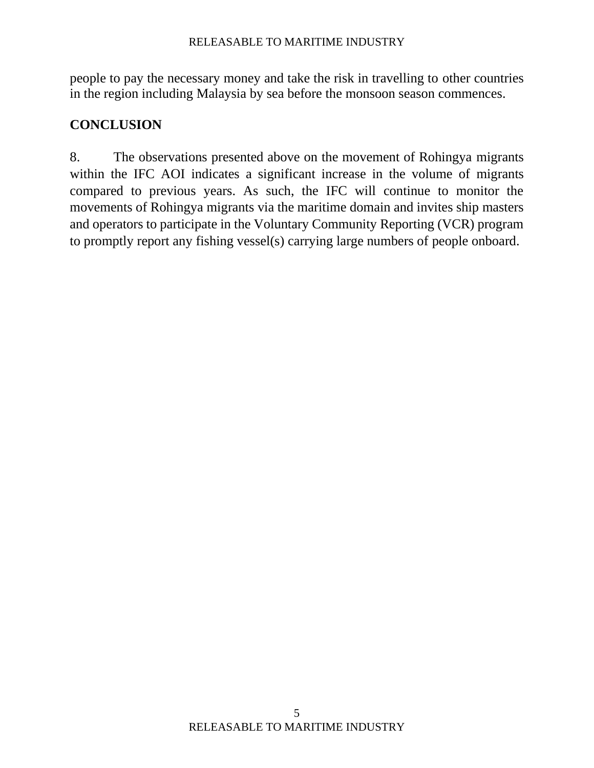people to pay the necessary money and take the risk in travelling to other countries in the region including Malaysia by sea before the monsoon season commences.

## CONCLUSION

8. The observations presented above on the movement of Rohingya migrants within the IFC AOI indicates a significant increase in the volume of migrants compared to previous years. As such, the IFC will continue to monitor the movements of Rohingya migrants via the maritime domain and invites ship masters and operators to participate in the Voluntary Community Reporting (VCR) program to promptly report any fishing vessel(s) carrying large numbers of people onboard.